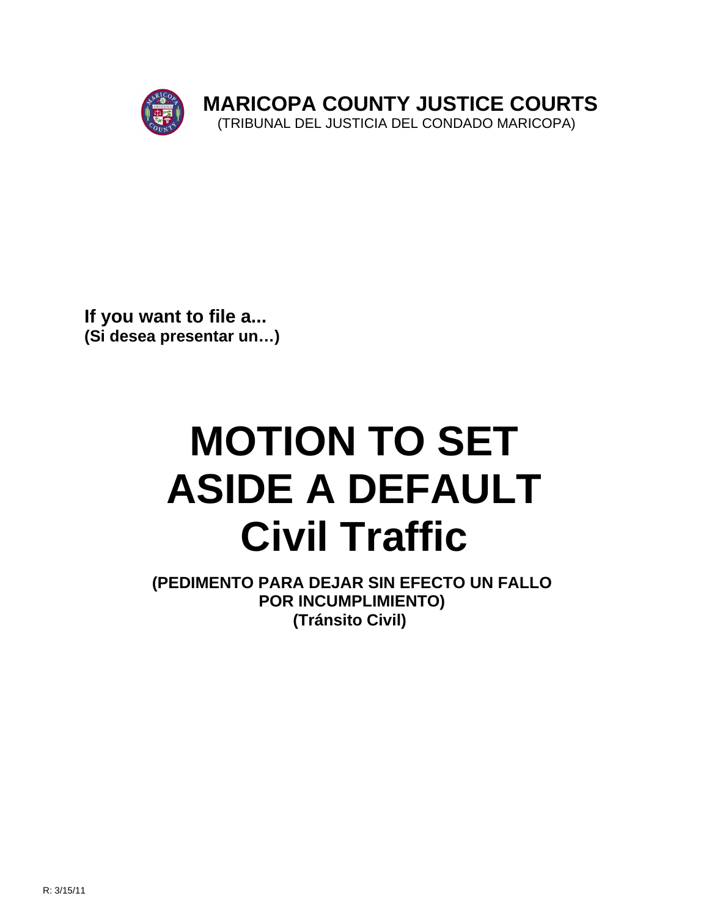# MARICOPA COUNTY JUSTICE COURTS

(TRIBUNAL DEL JUSTICIA DEL CONDADO MARICOPA)

**If you want to file a...**
**(Si desea presentar un…)**

# MOTION TO SET ASIDE A DEFAULT Civil Traffic

**(PEDIMENTO PARA DEJAR SIN EFECTO UN FALLO POR INCUMPLIMIENTO)**
**(Tránsito Civil)**

R: 3/15/11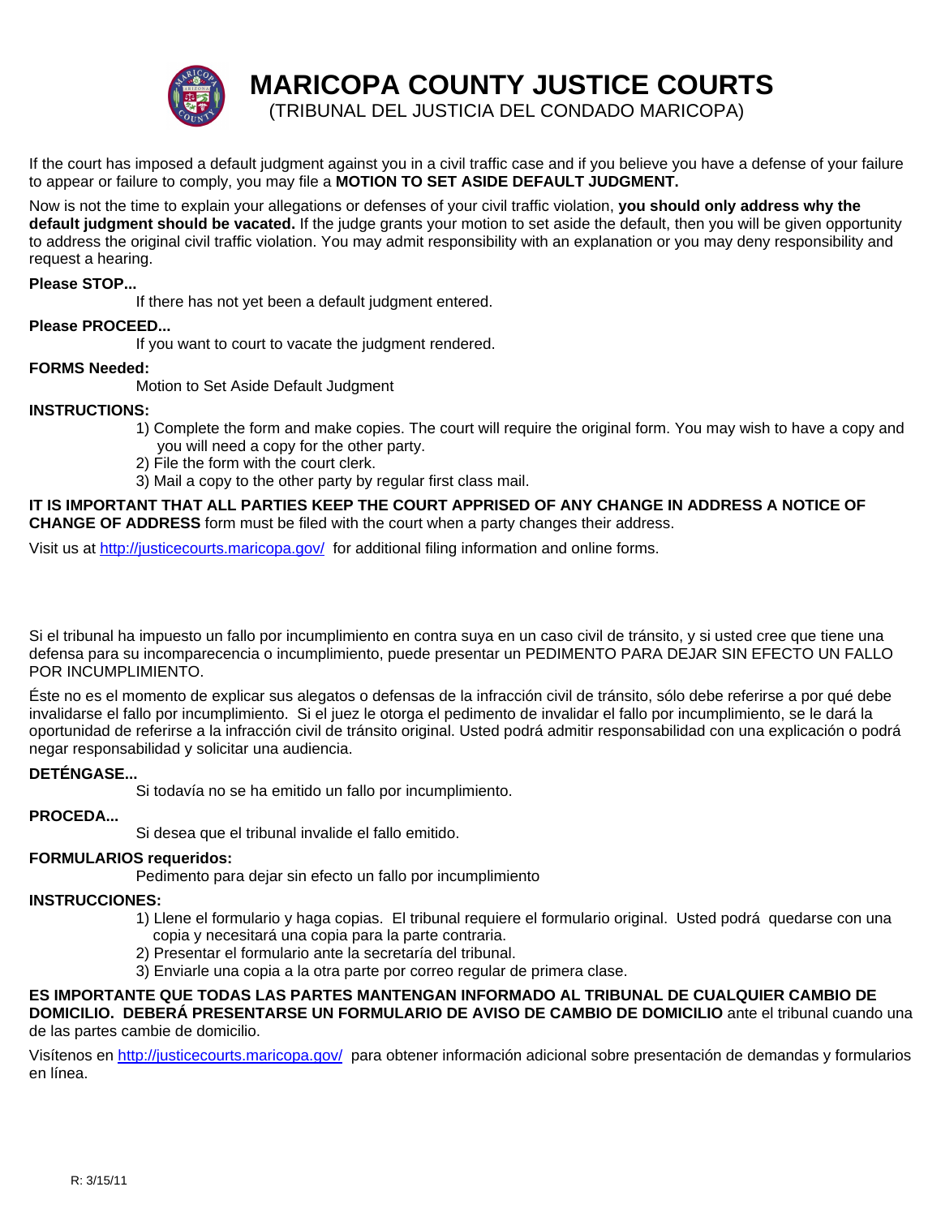# MARICOPA COUNTY JUSTICE COURTS

(TRIBUNAL DEL JUSTICIA DEL CONDADO MARICOPA)

If the court has imposed a default judgment against you in a civil traffic case and if you believe you have a defense of your failure to appear or failure to comply, you may file a **MOTION TO SET ASIDE DEFAULT JUDGMENT.**

Now is not the time to explain your allegations or defenses of your civil traffic violation, **you should only address why the default judgment should be vacated.** If the judge grants your motion to set aside the default, then you will be given opportunity to address the original civil traffic violation. You may admit responsibility with an explanation or you may deny responsibility and request a hearing.

**Please STOP...**

If there has not yet been a default judgment entered.

**Please PROCEED...**

If you want to court to vacate the judgment rendered.

**FORMS Needed:**

Motion to Set Aside Default Judgment

**INSTRUCTIONS:**

1) Complete the form and make copies. The court will require the original form. You may wish to have a copy and you will need a copy for the other party.
2) File the form with the court clerk.
3) Mail a copy to the other party by regular first class mail.

**IT IS IMPORTANT THAT ALL PARTIES KEEP THE COURT APPRISED OF ANY CHANGE IN ADDRESS A NOTICE OF CHANGE OF ADDRESS** form must be filed with the court when a party changes their address.

Visit us at http://justicecourts.maricopa.gov/ for additional filing information and online forms.

Si el tribunal ha impuesto un fallo por incumplimiento en contra suya en un caso civil de tránsito, y si usted cree que tiene una defensa para su incomparecencia o incumplimiento, puede presentar un PEDIMENTO PARA DEJAR SIN EFECTO UN FALLO POR INCUMPLIMIENTO.

Éste no es el momento de explicar sus alegatos o defensas de la infracción civil de tránsito, sólo debe referirse a por qué debe invalidarse el fallo por incumplimiento. Si el juez le otorga el pedimento de invalidar el fallo por incumplimiento, se le dará la oportunidad de referirse a la infracción civil de tránsito original. Usted podrá admitir responsabilidad con una explicación o podrá negar responsabilidad y solicitar una audiencia.

**DETÉNGASE...**

Si todavía no se ha emitido un fallo por incumplimiento.

**PROCEDA...**

Si desea que el tribunal invalide el fallo emitido.

**FORMULARIOS requeridos:**

Pedimento para dejar sin efecto un fallo por incumplimiento

**INSTRUCCIONES:**

1) Llene el formulario y haga copias. El tribunal requiere el formulario original. Usted podrá quedarse con una copia y necesitará una copia para la parte contraria.
2) Presentar el formulario ante la secretaría del tribunal.
3) Enviarle una copia a la otra parte por correo regular de primera clase.

**ES IMPORTANTE QUE TODAS LAS PARTES MANTENGAN INFORMADO AL TRIBUNAL DE CUALQUIER CAMBIO DE DOMICILIO. DEBERÁ PRESENTARSE UN FORMULARIO DE AVISO DE CAMBIO DE DOMICILIO** ante el tribunal cuando una de las partes cambie de domicilio.

Visítenos en http://justicecourts.maricopa.gov/ para obtener información adicional sobre presentación de demandas y formularios en línea.

R: 3/15/11